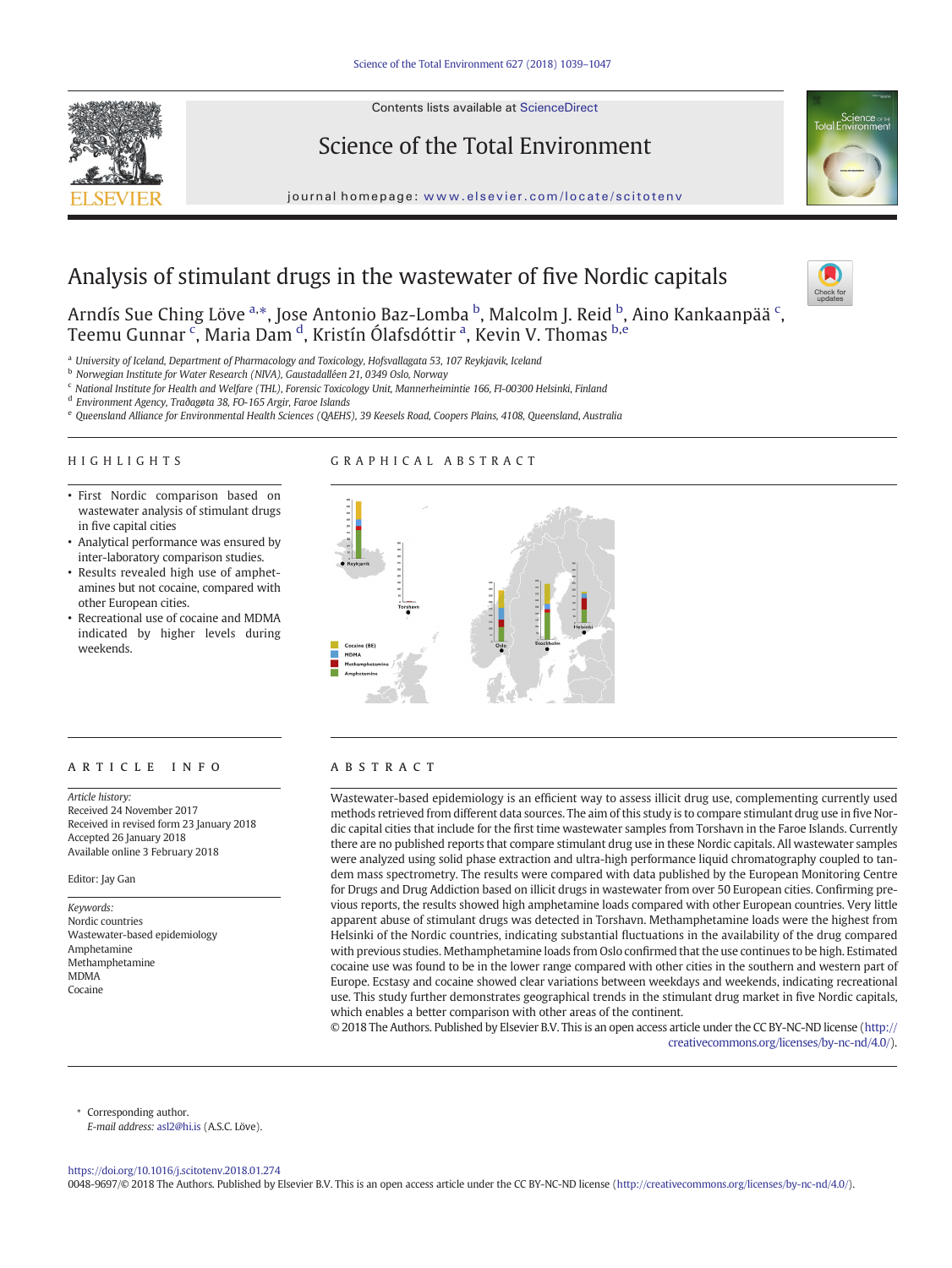# Analysis of stimulant drugs in the wastewater of five Nordic capitals

Arndís Sue Ching Löve [a,*], Jose Antonio Baz-Lomba [b], Malcolm J. Reid [b], Aino Kankaanpää [c], Teemu Gunnar [c], Maria Dam [d], Kristín Ólafsdóttir [a], Kevin V. Thomas [b,e]

[a] University of Iceland, Department of Pharmacology and Toxicology, Hofsvallagata 53, 107 Reykjavik, Iceland
[b] Norwegian Institute for Water Research (NIVA), Gaustadalléen 21, 0349 Oslo, Norway
[c] National Institute for Health and Welfare (THL), Forensic Toxicology Unit, Mannerheimintie 166, FI-00300 Helsinki, Finland
[d] Environment Agency, Traðagøta 38, FO-165 Argir, Faroe Islands
[e] Queensland Alliance for Environmental Health Sciences (QAEHS), 39 Keesels Road, Coopers Plains, 4108, Queensland, Australia

## HIGHLIGHTS

- First Nordic comparison based on wastewater analysis of stimulant drugs in five capital cities
- Analytical performance was ensured by inter-laboratory comparison studies.
- Results revealed high use of amphetamines but not cocaine, compared with other European cities.
- Recreational use of cocaine and MDMA indicated by higher levels during weekends.

## GRAPHICAL ABSTRACT

## ARTICLE INFO

*Article history:*
Received 24 November 2017
Received in revised form 23 January 2018
Accepted 26 January 2018
Available online 3 February 2018

Editor: Jay Gan

*Keywords:*
Nordic countries
Wastewater-based epidemiology
Amphetamine
Methamphetamine
MDMA
Cocaine

## ABSTRACT

Wastewater-based epidemiology is an efficient way to assess illicit drug use, complementing currently used methods retrieved from different data sources. The aim of this study is to compare stimulant drug use in five Nordic capital cities that include for the first time wastewater samples from Torshavn in the Faroe Islands. Currently there are no published reports that compare stimulant drug use in these Nordic capitals. All wastewater samples were analyzed using solid phase extraction and ultra-high performance liquid chromatography coupled to tandem mass spectrometry. The results were compared with data published by the European Monitoring Centre for Drugs and Drug Addiction based on illicit drugs in wastewater from over 50 European cities. Confirming previous reports, the results showed high amphetamine loads compared with other European countries. Very little apparent abuse of stimulant drugs was detected in Torshavn. Methamphetamine loads were the highest from Helsinki of the Nordic countries, indicating substantial fluctuations in the availability of the drug compared with previous studies. Methamphetamine loads from Oslo confirmed that the use continues to be high. Estimated cocaine use was found to be in the lower range compared with other cities in the southern and western part of Europe. Ecstasy and cocaine showed clear variations between weekdays and weekends, indicating recreational use. This study further demonstrates geographical trends in the stimulant drug market in five Nordic capitals, which enables a better comparison with other areas of the continent.

© 2018 The Authors. Published by Elsevier B.V. This is an open access article under the CC BY-NC-ND license (http://creativecommons.org/licenses/by-nc-nd/4.0/).

\* Corresponding author.
*E-mail address:* asl2@hi.is (A.S.C. Löve).

https://doi.org/10.1016/j.scitotenv.2018.01.274
0048-9697/© 2018 The Authors. Published by Elsevier B.V. This is an open access article under the CC BY-NC-ND license (http://creativecommons.org/licenses/by-nc-nd/4.0/).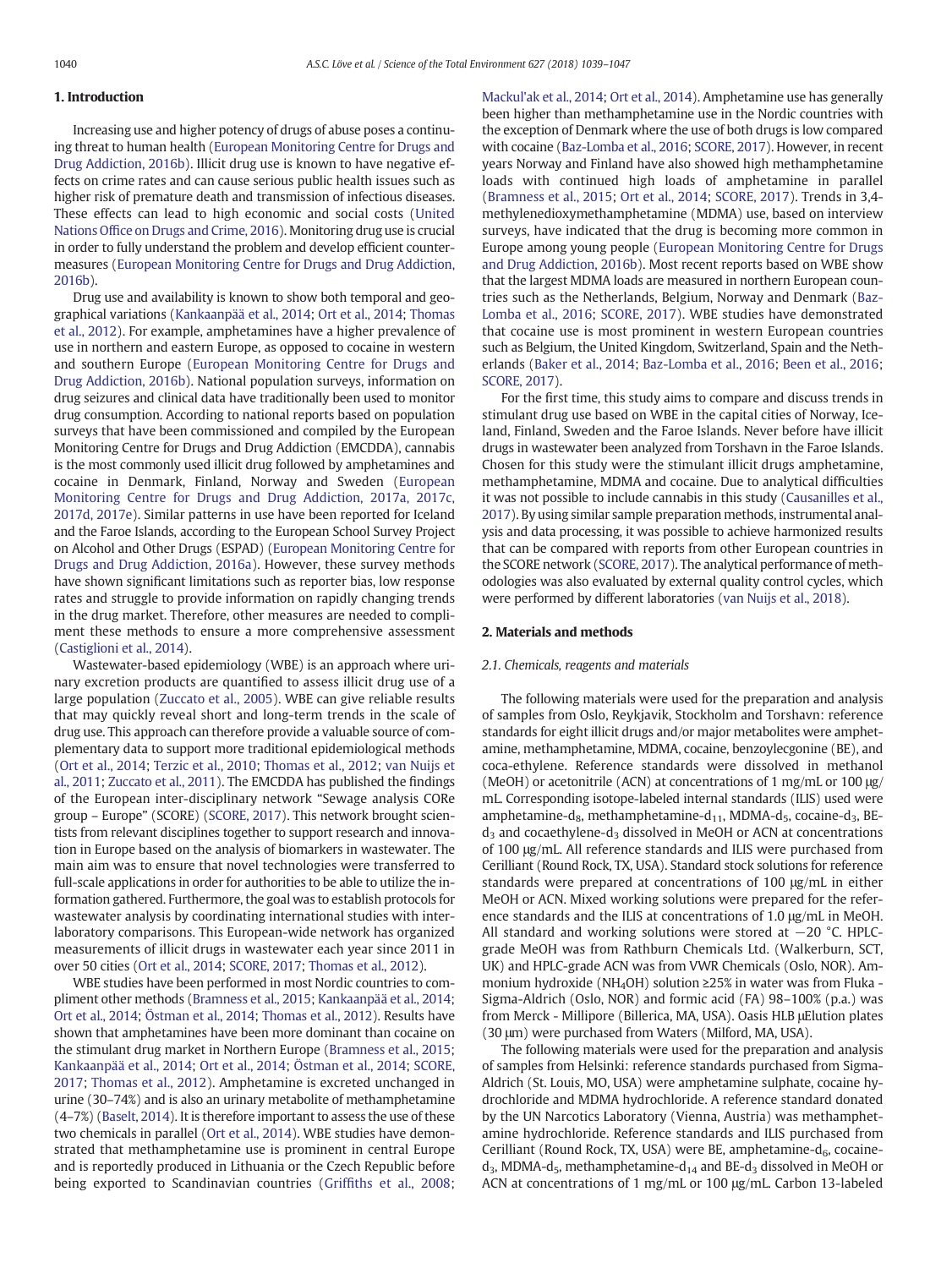## 1. Introduction

Increasing use and higher potency of drugs of abuse poses a continuing threat to human health (European Monitoring Centre for Drugs and Drug Addiction, 2016b). Illicit drug use is known to have negative effects on crime rates and can cause serious public health issues such as higher risk of premature death and transmission of infectious diseases. These effects can lead to high economic and social costs (United Nations Office on Drugs and Crime, 2016). Monitoring drug use is crucial in order to fully understand the problem and develop efficient countermeasures (European Monitoring Centre for Drugs and Drug Addiction, 2016b).

Drug use and availability is known to show both temporal and geographical variations (Kankaanpää et al., 2014; Ort et al., 2014; Thomas et al., 2012). For example, amphetamines have a higher prevalence of use in northern and eastern Europe, as opposed to cocaine in western and southern Europe (European Monitoring Centre for Drugs and Drug Addiction, 2016b). National population surveys, information on drug seizures and clinical data have traditionally been used to monitor drug consumption. According to national reports based on population surveys that have been commissioned and compiled by the European Monitoring Centre for Drugs and Drug Addiction (EMCDDA), cannabis is the most commonly used illicit drug followed by amphetamines and cocaine in Denmark, Finland, Norway and Sweden (European Monitoring Centre for Drugs and Drug Addiction, 2017a, 2017c, 2017d, 2017e). Similar patterns in use have been reported for Iceland and the Faroe Islands, according to the European School Survey Project on Alcohol and Other Drugs (ESPAD) (European Monitoring Centre for Drugs and Drug Addiction, 2016a). However, these survey methods have shown significant limitations such as reporter bias, low response rates and struggle to provide information on rapidly changing trends in the drug market. Therefore, other measures are needed to compliment these methods to ensure a more comprehensive assessment (Castiglioni et al., 2014).

Wastewater-based epidemiology (WBE) is an approach where urinary excretion products are quantified to assess illicit drug use of a large population (Zuccato et al., 2005). WBE can give reliable results that may quickly reveal short and long-term trends in the scale of drug use. This approach can therefore provide a valuable source of complementary data to support more traditional epidemiological methods (Ort et al., 2014; Terzic et al., 2010; Thomas et al., 2012; van Nuijs et al., 2011; Zuccato et al., 2011). The EMCDDA has published the findings of the European inter-disciplinary network "Sewage analysis CORe group – Europe" (SCORE) (SCORE, 2017). This network brought scientists from relevant disciplines together to support research and innovation in Europe based on the analysis of biomarkers in wastewater. The main aim was to ensure that novel technologies were transferred to full-scale applications in order for authorities to be able to utilize the information gathered. Furthermore, the goal was to establish protocols for wastewater analysis by coordinating international studies with inter-laboratory comparisons. This European-wide network has organized measurements of illicit drugs in wastewater each year since 2011 in over 50 cities (Ort et al., 2014; SCORE, 2017; Thomas et al., 2012).

WBE studies have been performed in most Nordic countries to compliment other methods (Bramness et al., 2015; Kankaanpää et al., 2014; Ort et al., 2014; Östman et al., 2014; Thomas et al., 2012). Results have shown that amphetamines have been more dominant than cocaine on the stimulant drug market in Northern Europe (Bramness et al., 2015; Kankaanpää et al., 2014; Ort et al., 2014; Östman et al., 2014; SCORE, 2017; Thomas et al., 2012). Amphetamine is excreted unchanged in urine (30–74%) and is also an urinary metabolite of methamphetamine (4–7%) (Baselt, 2014). It is therefore important to assess the use of these two chemicals in parallel (Ort et al., 2014). WBE studies have demonstrated that methamphetamine use is prominent in central Europe and is reportedly produced in Lithuania or the Czech Republic before being exported to Scandinavian countries (Griffiths et al., 2008; Mackul'ak et al., 2014; Ort et al., 2014). Amphetamine use has generally been higher than methamphetamine use in the Nordic countries with the exception of Denmark where the use of both drugs is low compared with cocaine (Baz-Lomba et al., 2016; SCORE, 2017). However, in recent years Norway and Finland have also showed high methamphetamine loads with continued high loads of amphetamine in parallel (Bramness et al., 2015; Ort et al., 2014; SCORE, 2017). Trends in 3,4-methylenedioxymethamphetamine (MDMA) use, based on interview surveys, have indicated that the drug is becoming more common in Europe among young people (European Monitoring Centre for Drugs and Drug Addiction, 2016b). Most recent reports based on WBE show that the largest MDMA loads are measured in northern European countries such as the Netherlands, Belgium, Norway and Denmark (Baz-Lomba et al., 2016; SCORE, 2017). WBE studies have demonstrated that cocaine use is most prominent in western European countries such as Belgium, the United Kingdom, Switzerland, Spain and the Netherlands (Baker et al., 2014; Baz-Lomba et al., 2016; Been et al., 2016; SCORE, 2017).

For the first time, this study aims to compare and discuss trends in stimulant drug use based on WBE in the capital cities of Norway, Iceland, Finland, Sweden and the Faroe Islands. Never before have illicit drugs in wastewater been analyzed from Torshavn in the Faroe Islands. Chosen for this study were the stimulant illicit drugs amphetamine, methamphetamine, MDMA and cocaine. Due to analytical difficulties it was not possible to include cannabis in this study (Causanilles et al., 2017). By using similar sample preparation methods, instrumental analysis and data processing, it was possible to achieve harmonized results that can be compared with reports from other European countries in the SCORE network (SCORE, 2017). The analytical performance of methodologies was also evaluated by external quality control cycles, which were performed by different laboratories (van Nuijs et al., 2018).

## 2. Materials and methods

### 2.1. Chemicals, reagents and materials

The following materials were used for the preparation and analysis of samples from Oslo, Reykjavik, Stockholm and Torshavn: reference standards for eight illicit drugs and/or major metabolites were amphetamine, methamphetamine, MDMA, cocaine, benzoylecgonine (BE), and coca-ethylene. Reference standards were dissolved in methanol (MeOH) or acetonitrile (ACN) at concentrations of 1 mg/mL or 100 μg/mL. Corresponding isotope-labeled internal standards (ILIS) used were amphetamine-$d_8$, methamphetamine-$d_{11}$, MDMA-$d_5$, cocaine-$d_3$, BE-$d_3$ and cocaethylene-$d_3$ dissolved in MeOH or ACN at concentrations of 100 μg/mL. All reference standards and ILIS were purchased from Cerilliant (Round Rock, TX, USA). Standard stock solutions for reference standards were prepared at concentrations of 100 μg/mL in either MeOH or ACN. Mixed working solutions were prepared for the reference standards and the ILIS at concentrations of 1.0 μg/mL in MeOH. All standard and working solutions were stored at −20 °C. HPLC-grade MeOH was from Rathburn Chemicals Ltd. (Walkerburn, SCT, UK) and HPLC-grade ACN was from VWR Chemicals (Oslo, NOR). Ammonium hydroxide ($NH_4OH$) solution ≥25% in water was from Fluka - Sigma-Aldrich (Oslo, NOR) and formic acid (FA) 98–100% (p.a.) was from Merck - Millipore (Billerica, MA, USA). Oasis HLB μElution plates (30 μm) were purchased from Waters (Milford, MA, USA).

The following materials were used for the preparation and analysis of samples from Helsinki: reference standards purchased from Sigma-Aldrich (St. Louis, MO, USA) were amphetamine sulphate, cocaine hydrochloride and MDMA hydrochloride. A reference standard donated by the UN Narcotics Laboratory (Vienna, Austria) was methamphetamine hydrochloride. Reference standards and ILIS purchased from Cerilliant (Round Rock, TX, USA) were BE, amphetamine-$d_6$, cocaine-$d_3$, MDMA-$d_5$, methamphetamine-$d_{14}$ and BE-$d_3$ dissolved in MeOH or ACN at concentrations of 1 mg/mL or 100 μg/mL. Carbon 13-labeled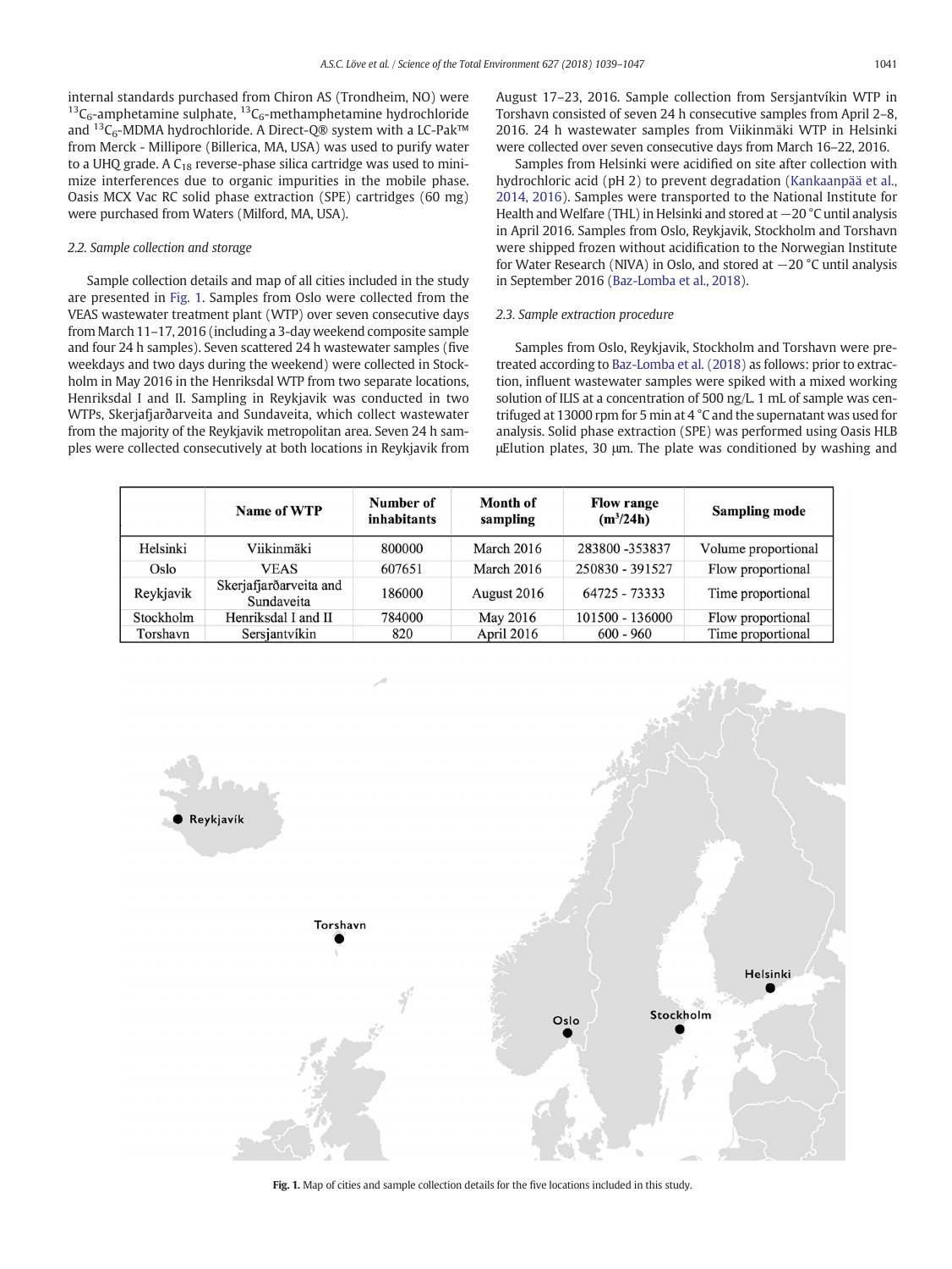internal standards purchased from Chiron AS (Trondheim, NO) were $^{13}C_6$-amphetamine sulphate, $^{13}C_6$-methamphetamine hydrochloride and $^{13}C_6$-MDMA hydrochloride. A Direct-Q® system with a LC-Pak™ from Merck - Millipore (Billerica, MA, USA) was used to purify water to a UHQ grade. A $C_{18}$ reverse-phase silica cartridge was used to minimize interferences due to organic impurities in the mobile phase. Oasis MCX Vac RC solid phase extraction (SPE) cartridges (60 mg) were purchased from Waters (Milford, MA, USA).

### 2.2. Sample collection and storage

Sample collection details and map of all cities included in the study are presented in Fig. 1. Samples from Oslo were collected from the VEAS wastewater treatment plant (WTP) over seven consecutive days from March 11–17, 2016 (including a 3-day weekend composite sample and four 24 h samples). Seven scattered 24 h wastewater samples (five weekdays and two days during the weekend) were collected in Stockholm in May 2016 in the Henriksdal WTP from two separate locations, Henriksdal I and II. Sampling in Reykjavik was conducted in two WTPs, Skerjafjarðarveita and Sundaveita, which collect wastewater from the majority of the Reykjavik metropolitan area. Seven 24 h samples were collected consecutively at both locations in Reykjavik from August 17–23, 2016. Sample collection from Sersjantvíkin WTP in Torshavn consisted of seven 24 h consecutive samples from April 2–8, 2016. 24 h wastewater samples from Viikinmäki WTP in Helsinki were collected over seven consecutive days from March 16–22, 2016.

Samples from Helsinki were acidified on site after collection with hydrochloric acid (pH 2) to prevent degradation (Kankaanpää et al., 2014, 2016). Samples were transported to the National Institute for Health and Welfare (THL) in Helsinki and stored at −20 °C until analysis in April 2016. Samples from Oslo, Reykjavik, Stockholm and Torshavn were shipped frozen without acidification to the Norwegian Institute for Water Research (NIVA) in Oslo, and stored at −20 °C until analysis in September 2016 (Baz-Lomba et al., 2018).

### 2.3. Sample extraction procedure

Samples from Oslo, Reykjavik, Stockholm and Torshavn were pretreated according to Baz-Lomba et al. (2018) as follows: prior to extraction, influent wastewater samples were spiked with a mixed working solution of ILIS at a concentration of 500 ng/L. 1 mL of sample was centrifuged at 13000 rpm for 5 min at 4 °C and the supernatant was used for analysis. Solid phase extraction (SPE) was performed using Oasis HLB μElution plates, 30 μm. The plate was conditioned by washing and

| | Name of WTP | Number of inhabitants | Month of sampling | Flow range ($m^3$/24h) | Sampling mode |
|---|---|---|---|---|---|
| Helsinki | Viikinmäki | 800000 | March 2016 | 283800 -353837 | Volume proportional |
| Oslo | VEAS | 607651 | March 2016 | 250830 - 391527 | Flow proportional |
| Reykjavik | Skerjafjarðarveita and Sundaveita | 186000 | August 2016 | 64725 - 73333 | Time proportional |
| Stockholm | Henriksdal I and II | 784000 | May 2016 | 101500 - 136000 | Flow proportional |
| Torshavn | Sersjantvíkin | 820 | April 2016 | 600 - 960 | Time proportional |

**Fig. 1.** Map of cities and sample collection details for the five locations included in this study.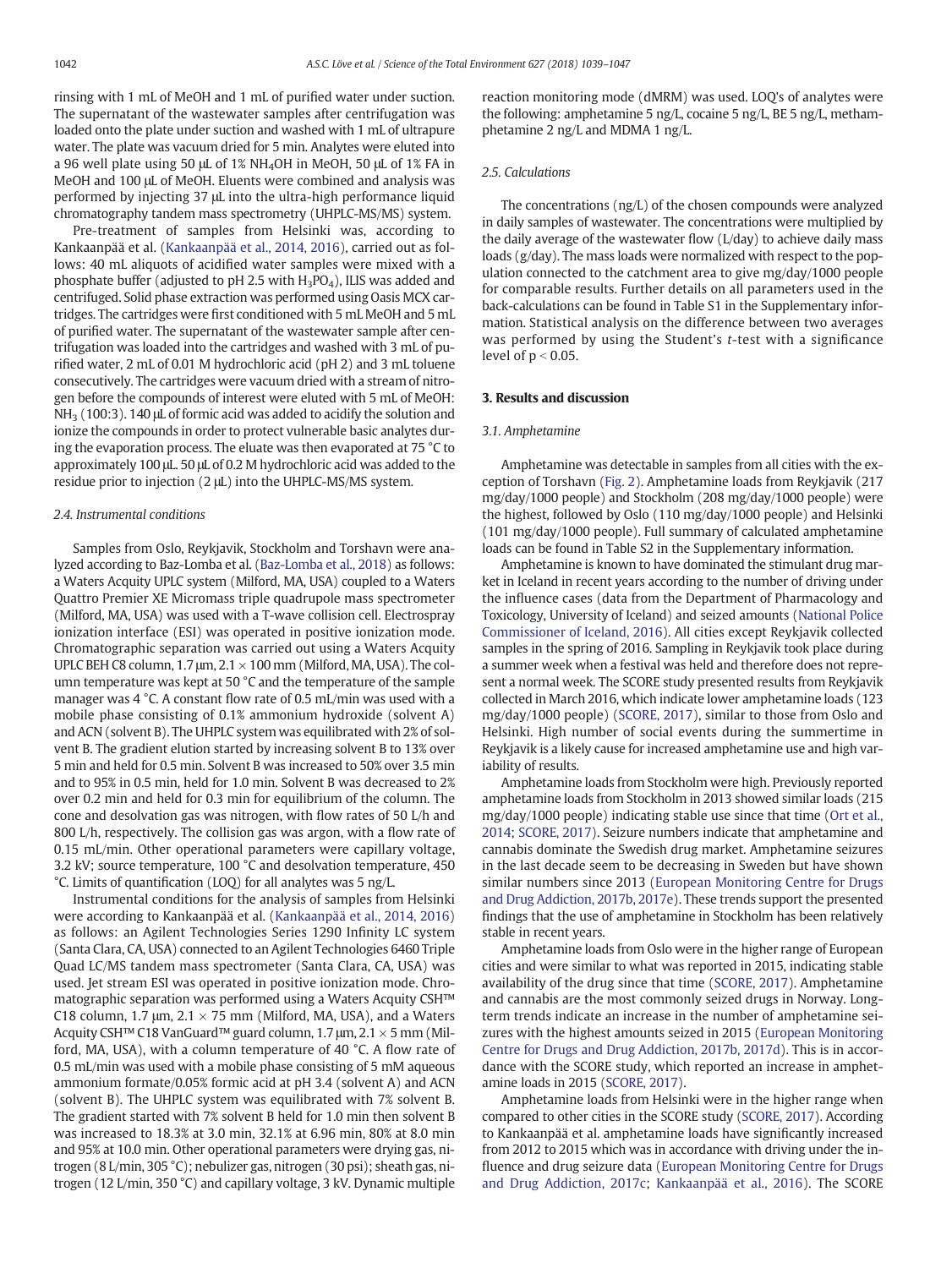rinsing with 1 mL of MeOH and 1 mL of purified water under suction. The supernatant of the wastewater samples after centrifugation was loaded onto the plate under suction and washed with 1 mL of ultrapure water. The plate was vacuum dried for 5 min. Analytes were eluted into a 96 well plate using 50 μL of 1% $NH_4OH$ in MeOH, 50 μL of 1% FA in MeOH and 100 μL of MeOH. Eluents were combined and analysis was performed by injecting 37 μL into the ultra-high performance liquid chromatography tandem mass spectrometry (UHPLC-MS/MS) system.

Pre-treatment of samples from Helsinki was, according to Kankaanpää et al. (Kankaanpää et al., 2014, 2016), carried out as follows: 40 mL aliquots of acidified water samples were mixed with a phosphate buffer (adjusted to pH 2.5 with $H_3PO_4$), ILIS was added and centrifuged. Solid phase extraction was performed using Oasis MCX cartridges. The cartridges were first conditioned with 5 mL MeOH and 5 mL of purified water. The supernatant of the wastewater sample after centrifugation was loaded into the cartridges and washed with 3 mL of purified water, 2 mL of 0.01 M hydrochloric acid (pH 2) and 3 mL toluene consecutively. The cartridges were vacuum dried with a stream of nitrogen before the compounds of interest were eluted with 5 mL of MeOH: $NH_3$ (100:3). 140 μL of formic acid was added to acidify the solution and ionize the compounds in order to protect vulnerable basic analytes during the evaporation process. The eluate was then evaporated at 75 °C to approximately 100 μL. 50 μL of 0.2 M hydrochloric acid was added to the residue prior to injection (2 μL) into the UHPLC-MS/MS system.

### 2.4. Instrumental conditions

Samples from Oslo, Reykjavik, Stockholm and Torshavn were analyzed according to Baz-Lomba et al. (Baz-Lomba et al., 2018) as follows: a Waters Acquity UPLC system (Milford, MA, USA) coupled to a Waters Quattro Premier XE Micromass triple quadrupole mass spectrometer (Milford, MA, USA) was used with a T-wave collision cell. Electrospray ionization interface (ESI) was operated in positive ionization mode. Chromatographic separation was carried out using a Waters Acquity UPLC BEH C8 column, 1.7 μm, 2.1 × 100 mm (Milford, MA, USA). The column temperature was kept at 50 °C and the temperature of the sample manager was 4 °C. A constant flow rate of 0.5 mL/min was used with a mobile phase consisting of 0.1% ammonium hydroxide (solvent A) and ACN (solvent B). The UHPLC system was equilibrated with 2% of solvent B. The gradient elution started by increasing solvent B to 13% over 5 min and held for 0.5 min. Solvent B was increased to 50% over 3.5 min and to 95% in 0.5 min, held for 1.0 min. Solvent B was decreased to 2% over 0.2 min and held for 0.3 min for equilibrium of the column. The cone and desolvation gas was nitrogen, with flow rates of 50 L/h and 800 L/h, respectively. The collision gas was argon, with a flow rate of 0.15 mL/min. Other operational parameters were capillary voltage, 3.2 kV; source temperature, 100 °C and desolvation temperature, 450 °C. Limits of quantification (LOQ) for all analytes was 5 ng/L.

Instrumental conditions for the analysis of samples from Helsinki were according to Kankaanpää et al. (Kankaanpää et al., 2014, 2016) as follows: an Agilent Technologies Series 1290 Infinity LC system (Santa Clara, CA, USA) connected to an Agilent Technologies 6460 Triple Quad LC/MS tandem mass spectrometer (Santa Clara, CA, USA) was used. Jet stream ESI was operated in positive ionization mode. Chromatographic separation was performed using a Waters Acquity CSH™ C18 column, 1.7 μm, 2.1 × 75 mm (Milford, MA, USA), and a Waters Acquity CSH™ C18 VanGuard™ guard column, 1.7 μm, 2.1 × 5 mm (Milford, MA, USA), with a column temperature of 40 °C. A flow rate of 0.5 mL/min was used with a mobile phase consisting of 5 mM aqueous ammonium formate/0.05% formic acid at pH 3.4 (solvent A) and ACN (solvent B). The UHPLC system was equilibrated with 7% solvent B. The gradient started with 7% solvent B held for 1.0 min then solvent B was increased to 18.3% at 3.0 min, 32.1% at 6.96 min, 80% at 8.0 min and 95% at 10.0 min. Other operational parameters were drying gas, nitrogen (8 L/min, 305 °C); nebulizer gas, nitrogen (30 psi); sheath gas, nitrogen (12 L/min, 350 °C) and capillary voltage, 3 kV. Dynamic multiple reaction monitoring mode (dMRM) was used. LOQ's of analytes were the following: amphetamine 5 ng/L, cocaine 5 ng/L, BE 5 ng/L, methamphetamine 2 ng/L and MDMA 1 ng/L.

### 2.5. Calculations

The concentrations (ng/L) of the chosen compounds were analyzed in daily samples of wastewater. The concentrations were multiplied by the daily average of the wastewater flow (L/day) to achieve daily mass loads (g/day). The mass loads were normalized with respect to the population connected to the catchment area to give mg/day/1000 people for comparable results. Further details on all parameters used in the back-calculations can be found in Table S1 in the Supplementary information. Statistical analysis on the difference between two averages was performed by using the Student's *t*-test with a significance level of $p < 0.05$.

## 3. Results and discussion

### 3.1. Amphetamine

Amphetamine was detectable in samples from all cities with the exception of Torshavn (Fig. 2). Amphetamine loads from Reykjavik (217 mg/day/1000 people) and Stockholm (208 mg/day/1000 people) were the highest, followed by Oslo (110 mg/day/1000 people) and Helsinki (101 mg/day/1000 people). Full summary of calculated amphetamine loads can be found in Table S2 in the Supplementary information.

Amphetamine is known to have dominated the stimulant drug market in Iceland in recent years according to the number of driving under the influence cases (data from the Department of Pharmacology and Toxicology, University of Iceland) and seized amounts (National Police Commissioner of Iceland, 2016). All cities except Reykjavik collected samples in the spring of 2016. Sampling in Reykjavik took place during a summer week when a festival was held and therefore does not represent a normal week. The SCORE study presented results from Reykjavik collected in March 2016, which indicate lower amphetamine loads (123 mg/day/1000 people) (SCORE, 2017), similar to those from Oslo and Helsinki. High number of social events during the summertime in Reykjavik is a likely cause for increased amphetamine use and high variability of results.

Amphetamine loads from Stockholm were high. Previously reported amphetamine loads from Stockholm in 2013 showed similar loads (215 mg/day/1000 people) indicating stable use since that time (Ort et al., 2014; SCORE, 2017). Seizure numbers indicate that amphetamine and cannabis dominate the Swedish drug market. Amphetamine seizures in the last decade seem to be decreasing in Sweden but have shown similar numbers since 2013 (European Monitoring Centre for Drugs and Drug Addiction, 2017b, 2017e). These trends support the presented findings that the use of amphetamine in Stockholm has been relatively stable in recent years.

Amphetamine loads from Oslo were in the higher range of European cities and were similar to what was reported in 2015, indicating stable availability of the drug since that time (SCORE, 2017). Amphetamine and cannabis are the most commonly seized drugs in Norway. Long-term trends indicate an increase in the number of amphetamine seizures with the highest amounts seized in 2015 (European Monitoring Centre for Drugs and Drug Addiction, 2017b, 2017d). This is in accordance with the SCORE study, which reported an increase in amphetamine loads in 2015 (SCORE, 2017).

Amphetamine loads from Helsinki were in the higher range when compared to other cities in the SCORE study (SCORE, 2017). According to Kankaanpää et al. amphetamine loads have significantly increased from 2012 to 2015 which was in accordance with driving under the influence and drug seizure data (European Monitoring Centre for Drugs and Drug Addiction, 2017c; Kankaanpää et al., 2016). The SCORE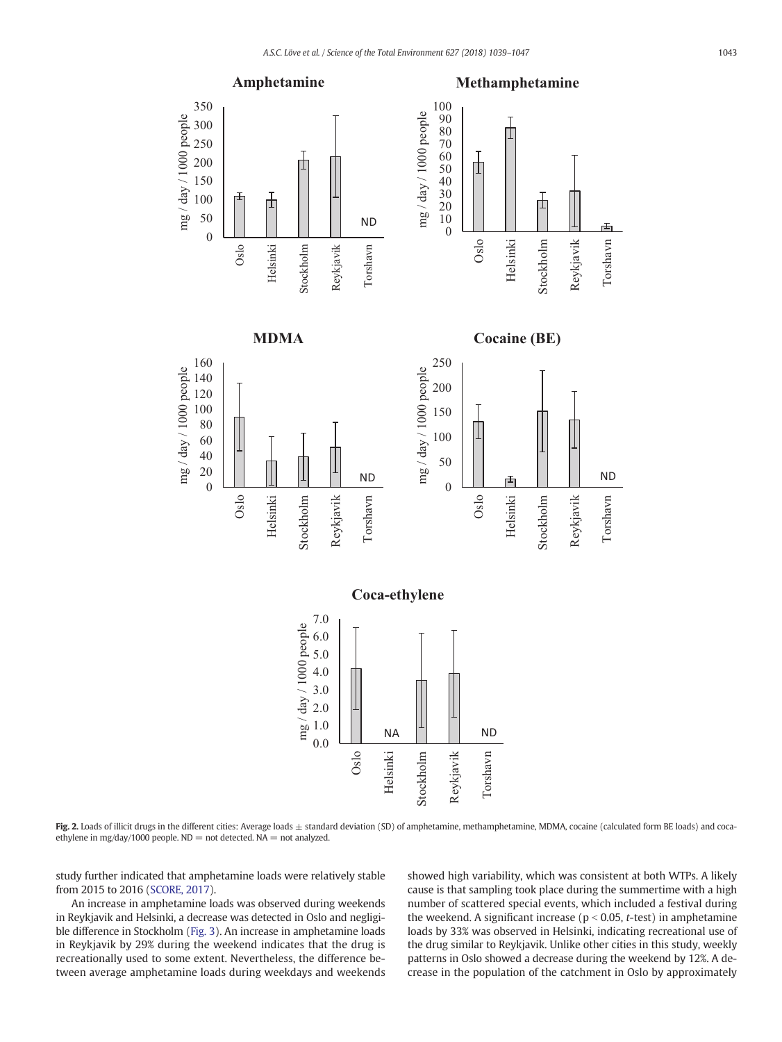Fig. 2. Loads of illicit drugs in the different cities: Average loads ± standard deviation (SD) of amphetamine, methamphetamine, MDMA, cocaine (calculated form BE loads) and coca-ethylene in mg/day/1000 people. ND = not detected. NA = not analyzed.

study further indicated that amphetamine loads were relatively stable from 2015 to 2016 (SCORE, 2017).

An increase in amphetamine loads was observed during weekends in Reykjavik and Helsinki, a decrease was detected in Oslo and negligible difference in Stockholm (Fig. 3). An increase in amphetamine loads in Reykjavik by 29% during the weekend indicates that the drug is recreationally used to some extent. Nevertheless, the difference between average amphetamine loads during weekdays and weekends showed high variability, which was consistent at both WTPs. A likely cause is that sampling took place during the summertime with a high number of scattered special events, which included a festival during the weekend. A significant increase ($p < 0.05$, *t*-test) in amphetamine loads by 33% was observed in Helsinki, indicating recreational use of the drug similar to Reykjavik. Unlike other cities in this study, weekly patterns in Oslo showed a decrease during the weekend by 12%. A decrease in the population of the catchment in Oslo by approximately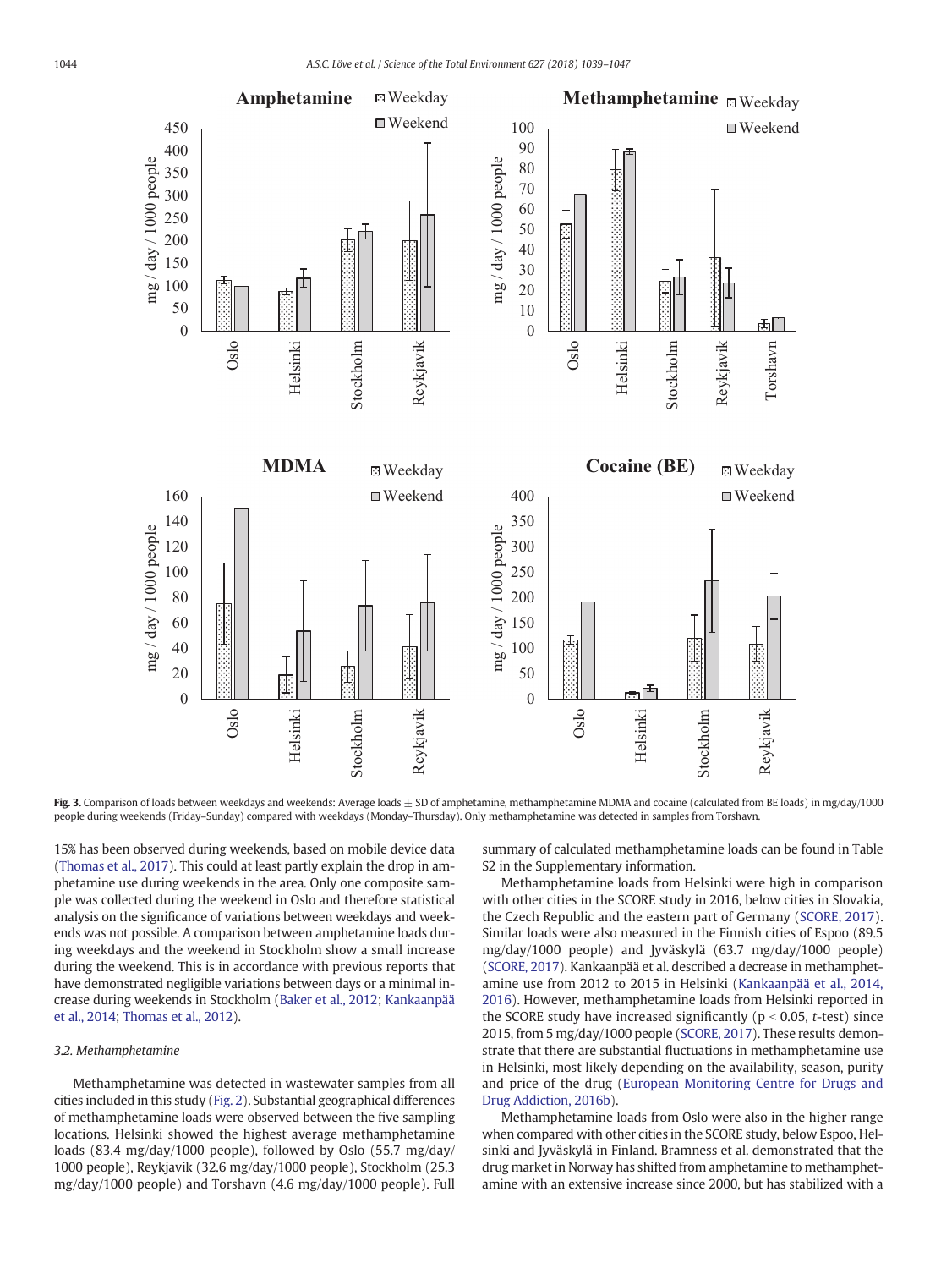**Fig. 3.** Comparison of loads between weekdays and weekends: Average loads ± SD of amphetamine, methamphetamine MDMA and cocaine (calculated from BE loads) in mg/day/1000 people during weekends (Friday–Sunday) compared with weekdays (Monday–Thursday). Only methamphetamine was detected in samples from Torshavn.

15% has been observed during weekends, based on mobile device data (Thomas et al., 2017). This could at least partly explain the drop in amphetamine use during weekends in the area. Only one composite sample was collected during the weekend in Oslo and therefore statistical analysis on the significance of variations between weekdays and weekends was not possible. A comparison between amphetamine loads during weekdays and the weekend in Stockholm show a small increase during the weekend. This is in accordance with previous reports that have demonstrated negligible variations between days or a minimal increase during weekends in Stockholm (Baker et al., 2012; Kankaanpää et al., 2014; Thomas et al., 2012).

### 3.2. Methamphetamine

Methamphetamine was detected in wastewater samples from all cities included in this study (Fig. 2). Substantial geographical differences of methamphetamine loads were observed between the five sampling locations. Helsinki showed the highest average methamphetamine loads (83.4 mg/day/1000 people), followed by Oslo (55.7 mg/day/1000 people), Reykjavik (32.6 mg/day/1000 people), Stockholm (25.3 mg/day/1000 people) and Torshavn (4.6 mg/day/1000 people). Full summary of calculated methamphetamine loads can be found in Table S2 in the Supplementary information.

Methamphetamine loads from Helsinki were high in comparison with other cities in the SCORE study in 2016, below cities in Slovakia, the Czech Republic and the eastern part of Germany (SCORE, 2017). Similar loads were also measured in the Finnish cities of Espoo (89.5 mg/day/1000 people) and Jyväskylä (63.7 mg/day/1000 people) (SCORE, 2017). Kankaanpää et al. described a decrease in methamphetamine use from 2012 to 2015 in Helsinki (Kankaanpää et al., 2014, 2016). However, methamphetamine loads from Helsinki reported in the SCORE study have increased significantly ($p < 0.05$, *t*-test) since 2015, from 5 mg/day/1000 people (SCORE, 2017). These results demonstrate that there are substantial fluctuations in methamphetamine use in Helsinki, most likely depending on the availability, season, purity and price of the drug (European Monitoring Centre for Drugs and Drug Addiction, 2016b).

Methamphetamine loads from Oslo were also in the higher range when compared with other cities in the SCORE study, below Espoo, Helsinki and Jyväskylä in Finland. Bramness et al. demonstrated that the drug market in Norway has shifted from amphetamine to methamphetamine with an extensive increase since 2000, but has stabilized with a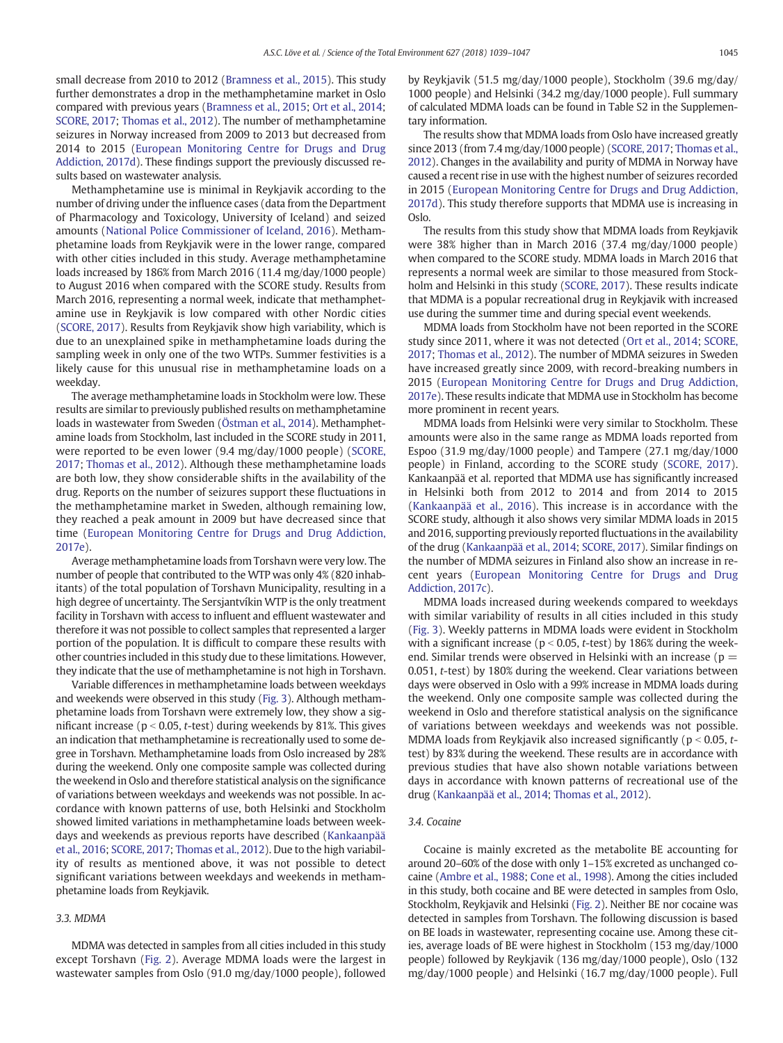small decrease from 2010 to 2012 (Bramness et al., 2015). This study further demonstrates a drop in the methamphetamine market in Oslo compared with previous years (Bramness et al., 2015; Ort et al., 2014; SCORE, 2017; Thomas et al., 2012). The number of methamphetamine seizures in Norway increased from 2009 to 2013 but decreased from 2014 to 2015 (European Monitoring Centre for Drugs and Drug Addiction, 2017d). These findings support the previously discussed results based on wastewater analysis.

Methamphetamine use is minimal in Reykjavik according to the number of driving under the influence cases (data from the Department of Pharmacology and Toxicology, University of Iceland) and seized amounts (National Police Commissioner of Iceland, 2016). Methamphetamine loads from Reykjavik were in the lower range, compared with other cities included in this study. Average methamphetamine loads increased by 186% from March 2016 (11.4 mg/day/1000 people) to August 2016 when compared with the SCORE study. Results from March 2016, representing a normal week, indicate that methamphetamine use in Reykjavik is low compared with other Nordic cities (SCORE, 2017). Results from Reykjavik show high variability, which is due to an unexplained spike in methamphetamine loads during the sampling week in only one of the two WTPs. Summer festivities is a likely cause for this unusual rise in methamphetamine loads on a weekday.

The average methamphetamine loads in Stockholm were low. These results are similar to previously published results on methamphetamine loads in wastewater from Sweden (Östman et al., 2014). Methamphetamine loads from Stockholm, last included in the SCORE study in 2011, were reported to be even lower (9.4 mg/day/1000 people) (SCORE, 2017; Thomas et al., 2012). Although these methamphetamine loads are both low, they show considerable shifts in the availability of the drug. Reports on the number of seizures support these fluctuations in the methamphetamine market in Sweden, although remaining low, they reached a peak amount in 2009 but have decreased since that time (European Monitoring Centre for Drugs and Drug Addiction, 2017e).

Average methamphetamine loads from Torshavn were very low. The number of people that contributed to the WTP was only 4% (820 inhabitants) of the total population of Torshavn Municipality, resulting in a high degree of uncertainty. The Sersjantvíkin WTP is the only treatment facility in Torshavn with access to influent and effluent wastewater and therefore it was not possible to collect samples that represented a larger portion of the population. It is difficult to compare these results with other countries included in this study due to these limitations. However, they indicate that the use of methamphetamine is not high in Torshavn.

Variable differences in methamphetamine loads between weekdays and weekends were observed in this study (Fig. 3). Although methamphetamine loads from Torshavn were extremely low, they show a significant increase ($p < 0.05$, *t*-test) during weekends by 81%. This gives an indication that methamphetamine is recreationally used to some degree in Torshavn. Methamphetamine loads from Oslo increased by 28% during the weekend. Only one composite sample was collected during the weekend in Oslo and therefore statistical analysis on the significance of variations between weekdays and weekends was not possible. In accordance with known patterns of use, both Helsinki and Stockholm showed limited variations in methamphetamine loads between weekdays and weekends as previous reports have described (Kankaanpää et al., 2016; SCORE, 2017; Thomas et al., 2012). Due to the high variability of results as mentioned above, it was not possible to detect significant variations between weekdays and weekends in methamphetamine loads from Reykjavik.

### 3.3. MDMA

MDMA was detected in samples from all cities included in this study except Torshavn (Fig. 2). Average MDMA loads were the largest in wastewater samples from Oslo (91.0 mg/day/1000 people), followed by Reykjavik (51.5 mg/day/1000 people), Stockholm (39.6 mg/day/1000 people) and Helsinki (34.2 mg/day/1000 people). Full summary of calculated MDMA loads can be found in Table S2 in the Supplementary information.

The results show that MDMA loads from Oslo have increased greatly since 2013 (from 7.4 mg/day/1000 people) (SCORE, 2017; Thomas et al., 2012). Changes in the availability and purity of MDMA in Norway have caused a recent rise in use with the highest number of seizures recorded in 2015 (European Monitoring Centre for Drugs and Drug Addiction, 2017d). This study therefore supports that MDMA use is increasing in Oslo.

The results from this study show that MDMA loads from Reykjavik were 38% higher than in March 2016 (37.4 mg/day/1000 people) when compared to the SCORE study. MDMA loads in March 2016 that represents a normal week are similar to those measured from Stockholm and Helsinki in this study (SCORE, 2017). These results indicate that MDMA is a popular recreational drug in Reykjavik with increased use during the summer time and during special event weekends.

MDMA loads from Stockholm have not been reported in the SCORE study since 2011, where it was not detected (Ort et al., 2014; SCORE, 2017; Thomas et al., 2012). The number of MDMA seizures in Sweden have increased greatly since 2009, with record-breaking numbers in 2015 (European Monitoring Centre for Drugs and Drug Addiction, 2017e). These results indicate that MDMA use in Stockholm has become more prominent in recent years.

MDMA loads from Helsinki were very similar to Stockholm. These amounts were also in the same range as MDMA loads reported from Espoo (31.9 mg/day/1000 people) and Tampere (27.1 mg/day/1000 people) in Finland, according to the SCORE study (SCORE, 2017). Kankaanpää et al. reported that MDMA use has significantly increased in Helsinki both from 2012 to 2014 and from 2014 to 2015 (Kankaanpää et al., 2016). This increase is in accordance with the SCORE study, although it also shows very similar MDMA loads in 2015 and 2016, supporting previously reported fluctuations in the availability of the drug (Kankaanpää et al., 2014; SCORE, 2017). Similar findings on the number of MDMA seizures in Finland also show an increase in recent years (European Monitoring Centre for Drugs and Drug Addiction, 2017c).

MDMA loads increased during weekends compared to weekdays with similar variability of results in all cities included in this study (Fig. 3). Weekly patterns in MDMA loads were evident in Stockholm with a significant increase ($p < 0.05$, *t*-test) by 186% during the weekend. Similar trends were observed in Helsinki with an increase ($p = 0.051$, *t*-test) by 180% during the weekend. Clear variations between days were observed in Oslo with a 99% increase in MDMA loads during the weekend. Only one composite sample was collected during the weekend in Oslo and therefore statistical analysis on the significance of variations between weekdays and weekends was not possible. MDMA loads from Reykjavik also increased significantly ($p < 0.05$, *t*-test) by 83% during the weekend. These results are in accordance with previous studies that have also shown notable variations between days in accordance with known patterns of recreational use of the drug (Kankaanpää et al., 2014; Thomas et al., 2012).

### 3.4. Cocaine

Cocaine is mainly excreted as the metabolite BE accounting for around 20–60% of the dose with only 1–15% excreted as unchanged cocaine (Ambre et al., 1988; Cone et al., 1998). Among the cities included in this study, both cocaine and BE were detected in samples from Oslo, Stockholm, Reykjavik and Helsinki (Fig. 2). Neither BE nor cocaine was detected in samples from Torshavn. The following discussion is based on BE loads in wastewater, representing cocaine use. Among these cities, average loads of BE were highest in Stockholm (153 mg/day/1000 people) followed by Reykjavik (136 mg/day/1000 people), Oslo (132 mg/day/1000 people) and Helsinki (16.7 mg/day/1000 people). Full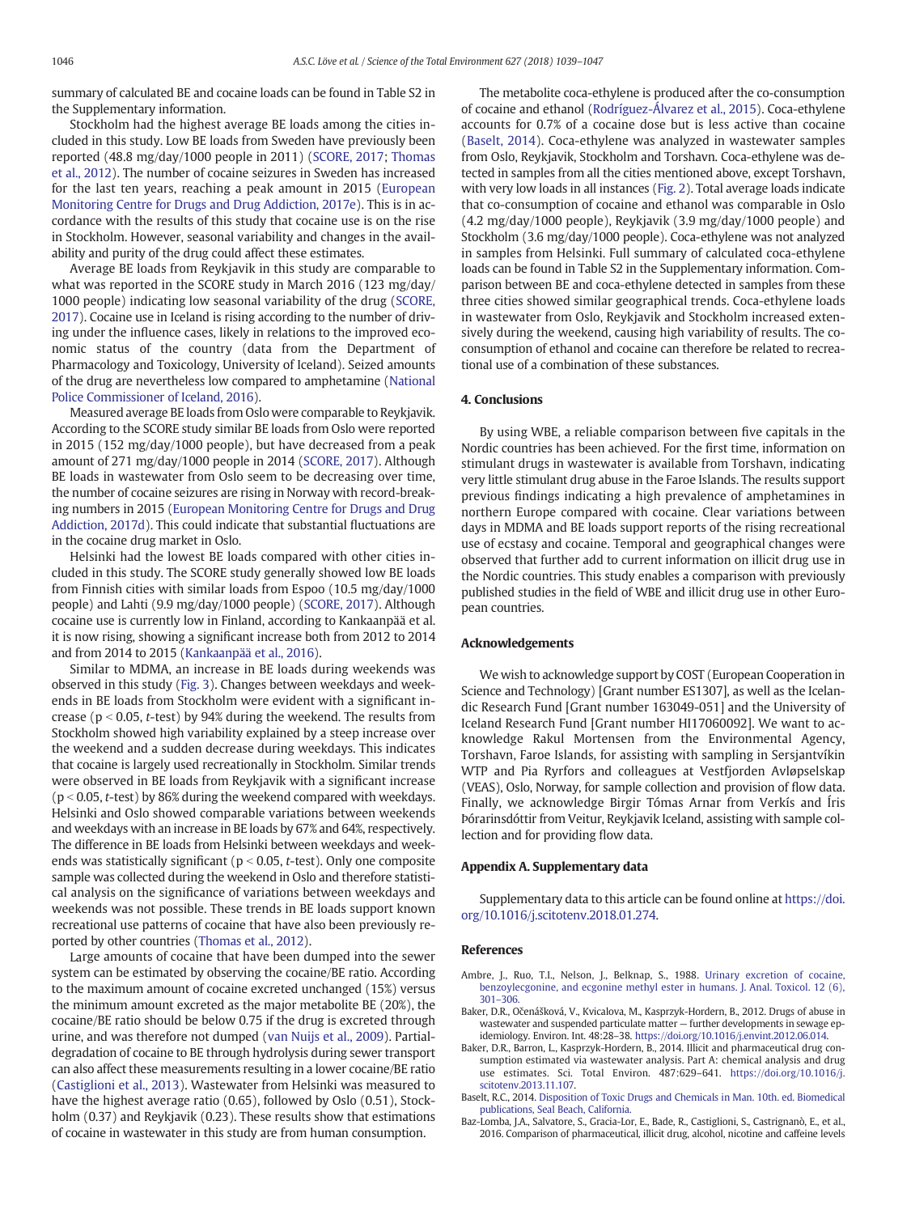summary of calculated BE and cocaine loads can be found in Table S2 in the Supplementary information.

Stockholm had the highest average BE loads among the cities included in this study. Low BE loads from Sweden have previously been reported (48.8 mg/day/1000 people in 2011) (SCORE, 2017; Thomas et al., 2012). The number of cocaine seizures in Sweden has increased for the last ten years, reaching a peak amount in 2015 (European Monitoring Centre for Drugs and Drug Addiction, 2017e). This is in accordance with the results of this study that cocaine use is on the rise in Stockholm. However, seasonal variability and changes in the availability and purity of the drug could affect these estimates.

Average BE loads from Reykjavik in this study are comparable to what was reported in the SCORE study in March 2016 (123 mg/day/1000 people) indicating low seasonal variability of the drug (SCORE, 2017). Cocaine use in Iceland is rising according to the number of driving under the influence cases, likely in relations to the improved economic status of the country (data from the Department of Pharmacology and Toxicology, University of Iceland). Seized amounts of the drug are nevertheless low compared to amphetamine (National Police Commissioner of Iceland, 2016).

Measured average BE loads from Oslo were comparable to Reykjavik. According to the SCORE study similar BE loads from Oslo were reported in 2015 (152 mg/day/1000 people), but have decreased from a peak amount of 271 mg/day/1000 people in 2014 (SCORE, 2017). Although BE loads in wastewater from Oslo seem to be decreasing over time, the number of cocaine seizures are rising in Norway with record-breaking numbers in 2015 (European Monitoring Centre for Drugs and Drug Addiction, 2017d). This could indicate that substantial fluctuations are in the cocaine drug market in Oslo.

Helsinki had the lowest BE loads compared with other cities included in this study. The SCORE study generally showed low BE loads from Finnish cities with similar loads from Espoo (10.5 mg/day/1000 people) and Lahti (9.9 mg/day/1000 people) (SCORE, 2017). Although cocaine use is currently low in Finland, according to Kankaanpää et al. it is now rising, showing a significant increase both from 2012 to 2014 and from 2014 to 2015 (Kankaanpää et al., 2016).

Similar to MDMA, an increase in BE loads during weekends was observed in this study (Fig. 3). Changes between weekdays and weekends in BE loads from Stockholm were evident with a significant increase ($p < 0.05$, *t*-test) by 94% during the weekend. The results from Stockholm showed high variability explained by a steep increase over the weekend and a sudden decrease during weekdays. This indicates that cocaine is largely used recreationally in Stockholm. Similar trends were observed in BE loads from Reykjavik with a significant increase ($p < 0.05$, *t*-test) by 86% during the weekend compared with weekdays. Helsinki and Oslo showed comparable variations between weekends and weekdays with an increase in BE loads by 67% and 64%, respectively. The difference in BE loads from Helsinki between weekdays and weekends was statistically significant ($p < 0.05$, *t*-test). Only one composite sample was collected during the weekend in Oslo and therefore statistical analysis on the significance of variations between weekdays and weekends was not possible. These trends in BE loads support known recreational use patterns of cocaine that have also been previously reported by other countries (Thomas et al., 2012).

Large amounts of cocaine that have been dumped into the sewer system can be estimated by observing the cocaine/BE ratio. According to the maximum amount of cocaine excreted unchanged (15%) versus the minimum amount excreted as the major metabolite BE (20%), the cocaine/BE ratio should be below 0.75 if the drug is excreted through urine, and was therefore not dumped (van Nuijs et al., 2009). Partial-degradation of cocaine to BE through hydrolysis during sewer transport can also affect these measurements resulting in a lower cocaine/BE ratio (Castiglioni et al., 2013). Wastewater from Helsinki was measured to have the highest average ratio (0.65), followed by Oslo (0.51), Stockholm (0.37) and Reykjavik (0.23). These results show that estimations of cocaine in wastewater in this study are from human consumption.

The metabolite coca-ethylene is produced after the co-consumption of cocaine and ethanol (Rodríguez-Álvarez et al., 2015). Coca-ethylene accounts for 0.7% of a cocaine dose but is less active than cocaine (Baselt, 2014). Coca-ethylene was analyzed in wastewater samples from Oslo, Reykjavik, Stockholm and Torshavn. Coca-ethylene was detected in samples from all the cities mentioned above, except Torshavn, with very low loads in all instances (Fig. 2). Total average loads indicate that co-consumption of cocaine and ethanol was comparable in Oslo (4.2 mg/day/1000 people), Reykjavik (3.9 mg/day/1000 people) and Stockholm (3.6 mg/day/1000 people). Coca-ethylene was not analyzed in samples from Helsinki. Full summary of calculated coca-ethylene loads can be found in Table S2 in the Supplementary information. Comparison between BE and coca-ethylene detected in samples from these three cities showed similar geographical trends. Coca-ethylene loads in wastewater from Oslo, Reykjavik and Stockholm increased extensively during the weekend, causing high variability of results. The co-consumption of ethanol and cocaine can therefore be related to recreational use of a combination of these substances.

## 4. Conclusions

By using WBE, a reliable comparison between five capitals in the Nordic countries has been achieved. For the first time, information on stimulant drugs in wastewater is available from Torshavn, indicating very little stimulant drug abuse in the Faroe Islands. The results support previous findings indicating a high prevalence of amphetamines in northern Europe compared with cocaine. Clear variations between days in MDMA and BE loads support reports of the rising recreational use of ecstasy and cocaine. Temporal and geographical changes were observed that further add to current information on illicit drug use in the Nordic countries. This study enables a comparison with previously published studies in the field of WBE and illicit drug use in other European countries.

## Acknowledgements

We wish to acknowledge support by COST (European Cooperation in Science and Technology) [Grant number ES1307], as well as the Icelandic Research Fund [Grant number 163049-051] and the University of Iceland Research Fund [Grant number HI17060092]. We want to acknowledge Rakul Mortensen from the Environmental Agency, Torshavn, Faroe Islands, for assisting with sampling in Sersjantvíkin WTP and Pia Ryrfors and colleagues at Vestfjorden Avløpselskap (VEAS), Oslo, Norway, for sample collection and provision of flow data. Finally, we acknowledge Birgir Tómas Arnar from Verkís and Íris Þórarinsdóttir from Veitur, Reykjavik Iceland, assisting with sample collection and for providing flow data.

## Appendix A. Supplementary data

Supplementary data to this article can be found online at https://doi.org/10.1016/j.scitotenv.2018.01.274.

## References

Ambre, J., Ruo, T.I., Nelson, J., Belknap, S., 1988. Urinary excretion of cocaine, benzoylecgonine, and ecgonine methyl ester in humans. J. Anal. Toxicol. 12 (6), 301–306.

Baker, D.R., Očenášková, V., Kvicalova, M., Kasprzyk-Hordern, B., 2012. Drugs of abuse in wastewater and suspended particulate matter — further developments in sewage epidemiology. Environ. Int. 48:28–38. https://doi.org/10.1016/j.envint.2012.06.014.

Baker, D.R., Barron, L., Kasprzyk-Hordern, B., 2014. Illicit and pharmaceutical drug consumption estimated via wastewater analysis. Part A: chemical analysis and drug use estimates. Sci. Total Environ. 487:629–641. https://doi.org/10.1016/j.scitotenv.2013.11.107.

Baselt, R.C., 2014. Disposition of Toxic Drugs and Chemicals in Man. 10th. ed. Biomedical publications, Seal Beach, California.

Baz-Lomba, J.A., Salvatore, S., Gracia-Lor, E., Bade, R., Castiglioni, S., Castrignanò, E., et al., 2016. Comparison of pharmaceutical, illicit drug, alcohol, nicotine and caffeine levels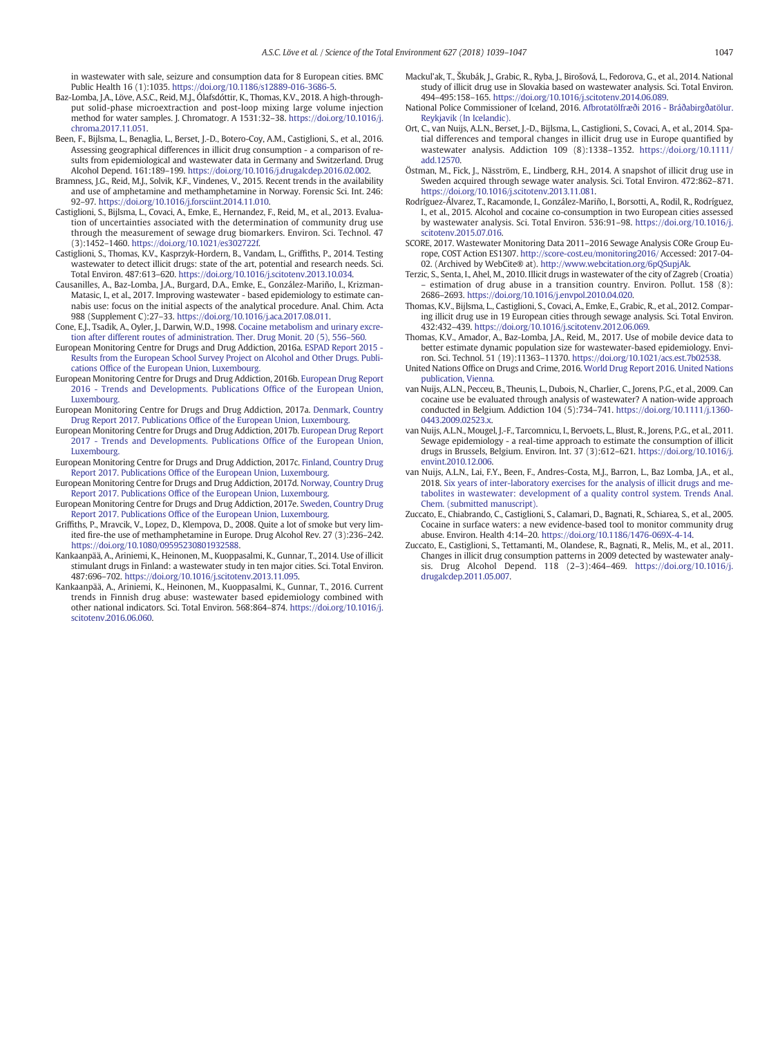in wastewater with sale, seizure and consumption data for 8 European cities. BMC Public Health 16 (1):1035. https://doi.org/10.1186/s12889-016-3686-5.

Baz-Lomba, J.A., Löve, A.S.C., Reid, M.J., Ólafsdóttir, K., Thomas, K.V., 2018. A high-throughput solid-phase microextraction and post-loop mixing large volume injection method for water samples. J. Chromatogr. A 1531:32–38. https://doi.org/10.1016/j.chroma.2017.11.051.

Been, F., Bijlsma, L., Benaglia, L., Berset, J.-D., Botero-Coy, A.M., Castiglioni, S., et al., 2016. Assessing geographical differences in illicit drug consumption - a comparison of results from epidemiological and wastewater data in Germany and Switzerland. Drug Alcohol Depend. 161:189–199. https://doi.org/10.1016/j.drugalcdep.2016.02.002.

Bramness, J.G., Reid, M.J., Solvik, K.F., Vindenes, V., 2015. Recent trends in the availability and use of amphetamine and methamphetamine in Norway. Forensic Sci. Int. 246: 92–97. https://doi.org/10.1016/j.forsciint.2014.11.010.

Castiglioni, S., Bijlsma, L., Covaci, A., Emke, E., Hernandez, F., Reid, M., et al., 2013. Evaluation of uncertainties associated with the determination of community drug use through the measurement of sewage drug biomarkers. Environ. Sci. Technol. 47 (3):1452–1460. https://doi.org/10.1021/es302722f.

Castiglioni, S., Thomas, K.V., Kasprzyk-Hordern, B., Vandam, L., Griffiths, P., 2014. Testing wastewater to detect illicit drugs: state of the art, potential and research needs. Sci. Total Environ. 487:613–620. https://doi.org/10.1016/j.scitotenv.2013.10.034.

Causanilles, A., Baz-Lomba, J.A., Burgard, D.A., Emke, E., González-Mariño, I., Krizman-Matasic, I., et al., 2017. Improving wastewater - based epidemiology to estimate cannabis use: focus on the initial aspects of the analytical procedure. Anal. Chim. Acta 988 (Supplement C):27–33. https://doi.org/10.1016/j.aca.2017.08.011.

Cone, E.J., Tsadik, A., Oyler, J., Darwin, W.D., 1998. Cocaine metabolism and urinary excretion after different routes of administration. Ther. Drug Monit. 20 (5), 556–560.

European Monitoring Centre for Drugs and Drug Addiction, 2016a. ESPAD Report 2015 - Results from the European School Survey Project on Alcohol and Other Drugs. Publications Office of the European Union, Luxembourg.

European Monitoring Centre for Drugs and Drug Addiction, 2016b. European Drug Report 2016 - Trends and Developments. Publications Office of the European Union, Luxembourg.

European Monitoring Centre for Drugs and Drug Addiction, 2017a. Denmark, Country Drug Report 2017. Publications Office of the European Union, Luxembourg.

European Monitoring Centre for Drugs and Drug Addiction, 2017b. European Drug Report 2017 - Trends and Developments. Publications Office of the European Union, Luxembourg.

European Monitoring Centre for Drugs and Drug Addiction, 2017c. Finland, Country Drug Report 2017. Publications Office of the European Union, Luxembourg.

European Monitoring Centre for Drugs and Drug Addiction, 2017d. Norway, Country Drug Report 2017. Publications Office of the European Union, Luxembourg.

European Monitoring Centre for Drugs and Drug Addiction, 2017e. Sweden, Country Drug Report 2017. Publications Office of the European Union, Luxembourg.

Griffiths, P., Mravcik, V., Lopez, D., Klempova, D., 2008. Quite a lot of smoke but very limited fire-the use of methamphetamine in Europe. Drug Alcohol Rev. 27 (3):236–242. https://doi.org/10.1080/09595230801932588.

Kankaanpää, A., Ariniemi, K., Heinonen, M., Kuoppasalmi, K., Gunnar, T., 2014. Use of illicit stimulant drugs in Finland: a wastewater study in ten major cities. Sci. Total Environ. 487:696–702. https://doi.org/10.1016/j.scitotenv.2013.11.095.

Kankaanpää, A., Ariniemi, K., Heinonen, M., Kuoppasalmi, K., Gunnar, T., 2016. Current trends in Finnish drug abuse: wastewater based epidemiology combined with other national indicators. Sci. Total Environ. 568:864–874. https://doi.org/10.1016/j.scitotenv.2016.06.060.

Mackul'ak, T., Škubák, J., Grabic, R., Ryba, J., Birošová, L., Fedorova, G., et al., 2014. National study of illicit drug use in Slovakia based on wastewater analysis. Sci. Total Environ. 494–495:158–165. https://doi.org/10.1016/j.scitotenv.2014.06.089.

National Police Commissioner of Iceland, 2016. Afbrotatölfræði 2016 - Bráðabirgðatölur. Reykjavík (In Icelandic).

Ort, C., van Nuijs, A.L.N., Berset, J.-D., Bijlsma, L., Castiglioni, S., Covaci, A., et al., 2014. Spatial differences and temporal changes in illicit drug use in Europe quantified by wastewater analysis. Addiction 109 (8):1338–1352. https://doi.org/10.1111/add.12570.

Östman, M., Fick, J., Näsström, E., Lindberg, R.H., 2014. A snapshot of illicit drug use in Sweden acquired through sewage water analysis. Sci. Total Environ. 472:862–871. https://doi.org/10.1016/j.scitotenv.2013.11.081.

Rodríguez-Álvarez, T., Racamonde, I., González-Mariño, I., Borsotti, A., Rodil, R., Rodríguez, I., et al., 2015. Alcohol and cocaine co-consumption in two European cities assessed by wastewater analysis. Sci. Total Environ. 536:91–98. https://doi.org/10.1016/j.scitotenv.2015.07.016.

SCORE, 2017. Wastewater Monitoring Data 2011–2016 Sewage Analysis CORe Group Europe, COST Action ES1307. http://score-cost.eu/monitoring2016/ Accessed: 2017-04-02. (Archived by WebCite® at). http://www.webcitation.org/6pQSupjAk.

Terzic, S., Senta, I., Ahel, M., 2010. Illicit drugs in wastewater of the city of Zagreb (Croatia) – estimation of drug abuse in a transition country. Environ. Pollut. 158 (8): 2686–2693. https://doi.org/10.1016/j.envpol.2010.04.020.

Thomas, K.V., Bijlsma, L., Castiglioni, S., Covaci, A., Emke, E., Grabic, R., et al., 2012. Comparing illicit drug use in 19 European cities through sewage analysis. Sci. Total Environ. 432:432–439. https://doi.org/10.1016/j.scitotenv.2012.06.069.

Thomas, K.V., Amador, A., Baz-Lomba, J.A., Reid, M., 2017. Use of mobile device data to better estimate dynamic population size for wastewater-based epidemiology. Environ. Sci. Technol. 51 (19):11363–11370. https://doi.org/10.1021/acs.est.7b02538.

United Nations Office on Drugs and Crime, 2016. World Drug Report 2016. United Nations publication, Vienna.

van Nuijs, A.L.N., Pecceu, B., Theunis, L., Dubois, N., Charlier, C., Jorens, P.G., et al., 2009. Can cocaine use be evaluated through analysis of wastewater? A nation-wide approach conducted in Belgium. Addiction 104 (5):734–741. https://doi.org/10.1111/j.1360-0443.2009.02523.x.

van Nuijs, A.L.N., Mougel, J.-F., Tarcomnicu, I., Bervoets, L., Blust, R., Jorens, P.G., et al., 2011. Sewage epidemiology - a real-time approach to estimate the consumption of illicit drugs in Brussels, Belgium. Environ. Int. 37 (3):612–621. https://doi.org/10.1016/j.envint.2010.12.006.

van Nuijs, A.L.N., Lai, F.Y., Been, F., Andres-Costa, M.J., Barron, L., Baz Lomba, J.A., et al., 2018. Six years of inter-laboratory exercises for the analysis of illicit drugs and metabolites in wastewater: development of a quality control system. Trends Anal. Chem. (submitted manuscript).

Zuccato, E., Chiabrando, C., Castiglioni, S., Calamari, D., Bagnati, R., Schiarea, S., et al., 2005. Cocaine in surface waters: a new evidence-based tool to monitor community drug abuse. Environ. Health 4:14–20. https://doi.org/10.1186/1476-069X-4-14.

Zuccato, E., Castiglioni, S., Tettamanti, M., Olandese, R., Bagnati, R., Melis, M., et al., 2011. Changes in illicit drug consumption patterns in 2009 detected by wastewater analysis. Drug Alcohol Depend. 118 (2–3):464–469. https://doi.org/10.1016/j.drugalcdep.2011.05.007.